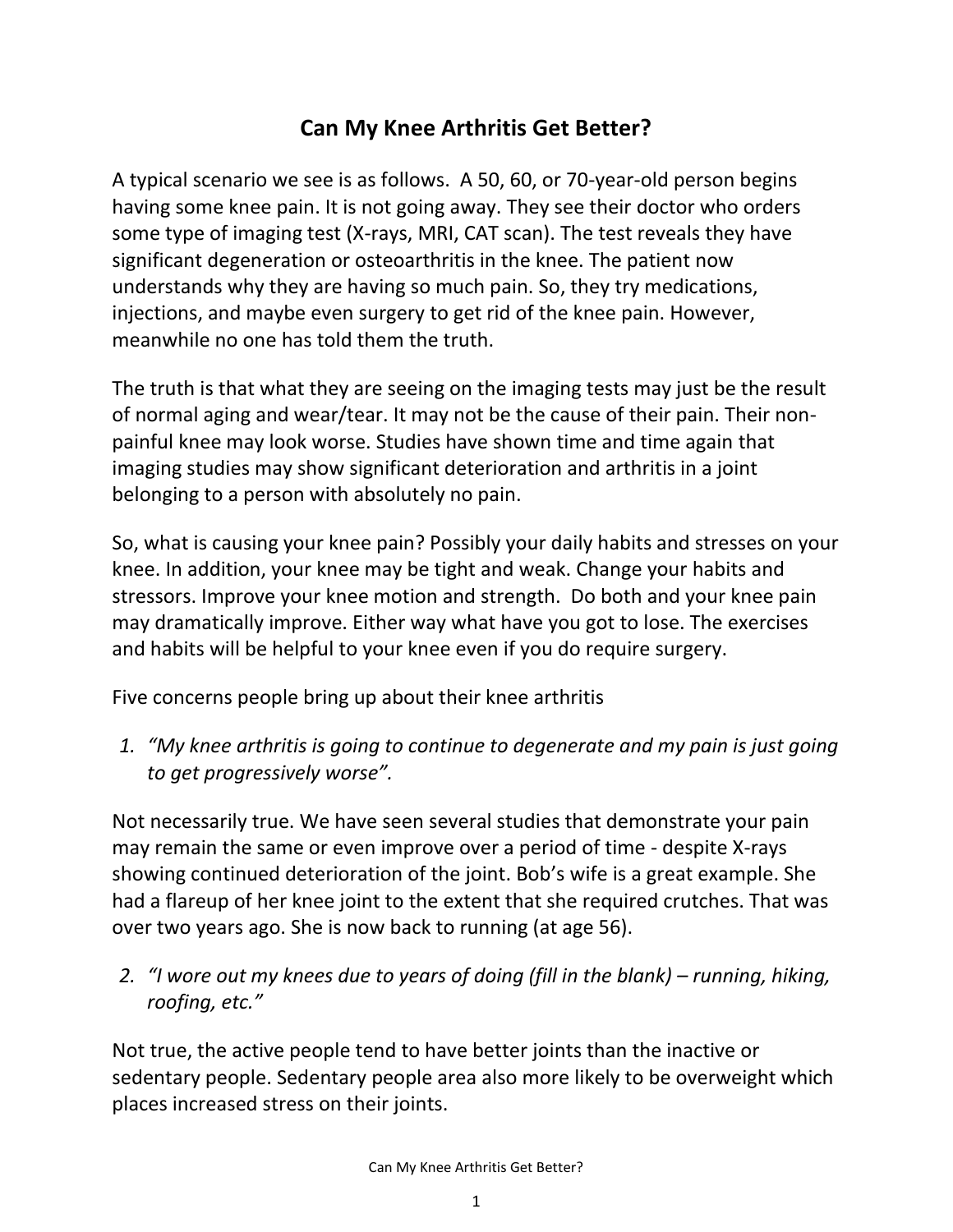# Can My Knee Arthritis Get Better?

A typical scenario we see is as follows. A 50, 60, or 70-year-old person begins having some knee pain. It is not going away. They see their doctor who orders some type of imaging test (X-rays, MRI, CAT scan). The test reveals they have significant degeneration or osteoarthritis in the knee. The patient now understands why they are having so much pain. So, they try medications, injections, and maybe even surgery to get rid of the knee pain. However, meanwhile no one has told them the truth.

The truth is that what they are seeing on the imaging tests may just be the result of normal aging and wear/tear. It may not be the cause of their pain. Their non-painful knee may look worse. Studies have shown time and time again that imaging studies may show significant deterioration and arthritis in a joint belonging to a person with absolutely no pain.

So, what is causing your knee pain? Possibly your daily habits and stresses on your knee. In addition, your knee may be tight and weak. Change your habits and stressors. Improve your knee motion and strength. Do both and your knee pain may dramatically improve. Either way what have you got to lose. The exercises and habits will be helpful to your knee even if you do require surgery.

Five concerns people bring up about their knee arthritis

1. *"My knee arthritis is going to continue to degenerate and my pain is just going to get progressively worse".*

Not necessarily true. We have seen several studies that demonstrate your pain may remain the same or even improve over a period of time - despite X-rays showing continued deterioration of the joint. Bob's wife is a great example. She had a flareup of her knee joint to the extent that she required crutches. That was over two years ago. She is now back to running (at age 56).

2. *"I wore out my knees due to years of doing (fill in the blank) – running, hiking, roofing, etc."*

Not true, the active people tend to have better joints than the inactive or sedentary people. Sedentary people area also more likely to be overweight which places increased stress on their joints.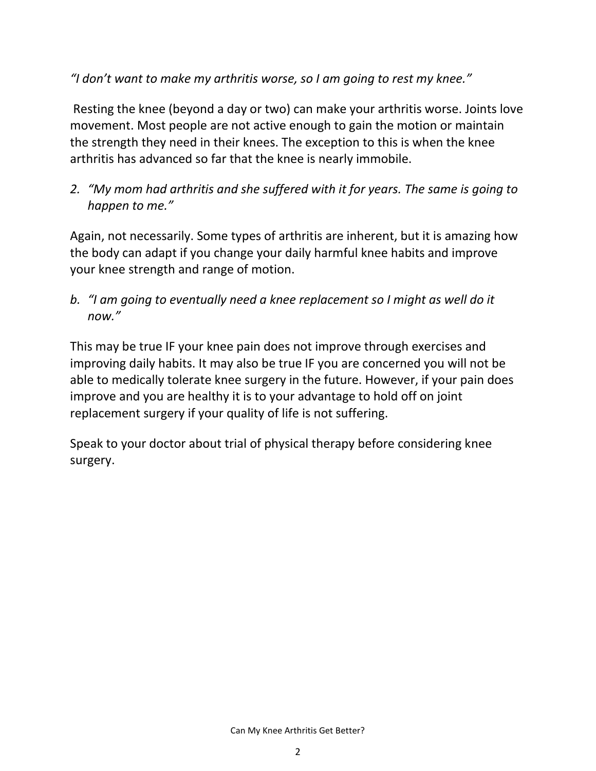*"I don't want to make my arthritis worse, so I am going to rest my knee."*

Resting the knee (beyond a day or two) can make your arthritis worse. Joints love movement. Most people are not active enough to gain the motion or maintain the strength they need in their knees. The exception to this is when the knee arthritis has advanced so far that the knee is nearly immobile.

2. *"My mom had arthritis and she suffered with it for years. The same is going to happen to me."*

Again, not necessarily. Some types of arthritis are inherent, but it is amazing how the body can adapt if you change your daily harmful knee habits and improve your knee strength and range of motion.

b. *"I am going to eventually need a knee replacement so I might as well do it now."*

This may be true IF your knee pain does not improve through exercises and improving daily habits. It may also be true IF you are concerned you will not be able to medically tolerate knee surgery in the future. However, if your pain does improve and you are healthy it is to your advantage to hold off on joint replacement surgery if your quality of life is not suffering.

Speak to your doctor about trial of physical therapy before considering knee surgery.